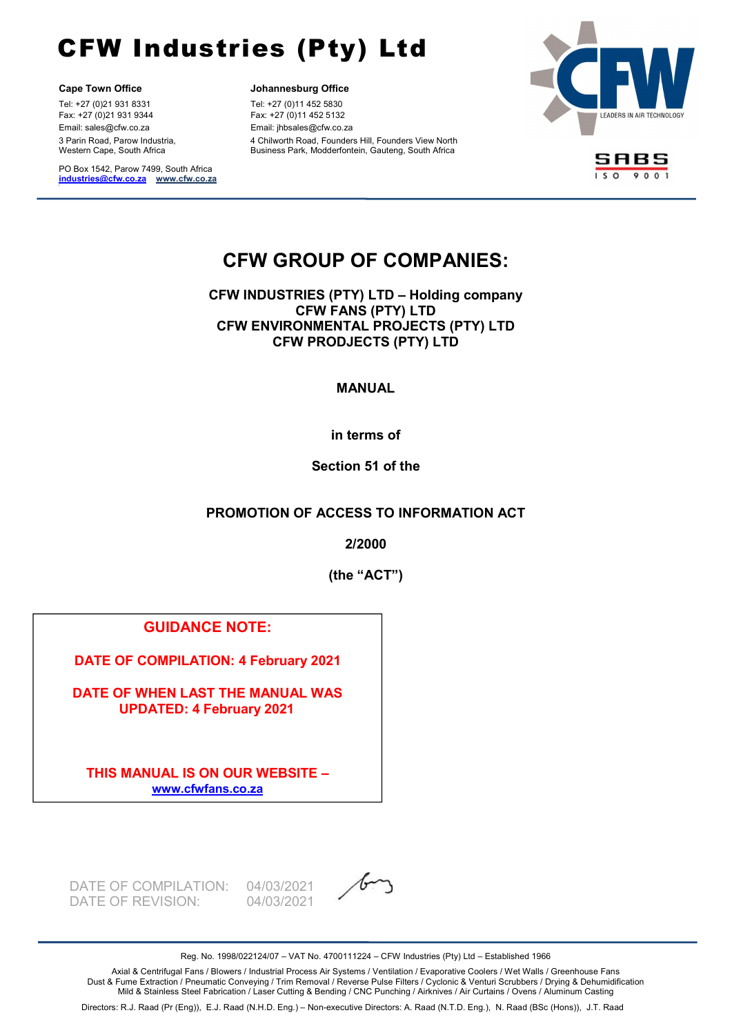# CFW Industries (Pty) Ltd

**Cape Town Office**
Tel: +27 (0)21 931 8331
Fax: +27 (0)21 931 9344
Email: sales@cfw.co.za
3 Parin Road, Parow Industria,
Western Cape, South Africa

PO Box 1542, Parow 7499, South Africa
industries@cfw.co.za www.cfw.co.za

**Johannesburg Office**
Tel: +27 (0)11 452 5830
Fax: +27 (0)11 452 5132
Email: jhbsales@cfw.co.za
4 Chilworth Road, Founders Hill, Founders View North
Business Park, Modderfontein, Gauteng, South Africa

CFW LEADERS IN AIR TECHNOLOGY

SABS ISO 9001

# CFW GROUP OF COMPANIES:

**CFW INDUSTRIES (PTY) LTD – Holding company**
**CFW FANS (PTY) LTD**
**CFW ENVIRONMENTAL PROJECTS (PTY) LTD**
**CFW PRODJECTS (PTY) LTD**

**MANUAL**

**in terms of**

**Section 51 of the**

**PROMOTION OF ACCESS TO INFORMATION ACT**

**2/2000**

**(the "ACT")**

**GUIDANCE NOTE:**

**DATE OF COMPILATION: 4 February 2021**

**DATE OF WHEN LAST THE MANUAL WAS UPDATED: 4 February 2021**

**THIS MANUAL IS ON OUR WEBSITE – www.cfwfans.co.za**

DATE OF COMPILATION: 04/03/2021
DATE OF REVISION: 04/03/2021

Reg. No. 1998/022124/07 – VAT No. 4700111224 – CFW Industries (Pty) Ltd – Established 1966

Axial & Centrifugal Fans / Blowers / Industrial Process Air Systems / Ventilation / Evaporative Coolers / Wet Walls / Greenhouse Fans
Dust & Fume Extraction / Pneumatic Conveying / Trim Removal / Reverse Pulse Filters / Cyclonic & Venturi Scrubbers / Drying & Dehumidification
Mild & Stainless Steel Fabrication / Laser Cutting & Bending / CNC Punching / Airknives / Air Curtains / Ovens / Aluminum Casting

Directors: R.J. Raad (Pr (Eng)), E.J. Raad (N.H.D. Eng.) – Non-executive Directors: A. Raad (N.T.D. Eng.), N. Raad (BSc (Hons)), J.T. Raad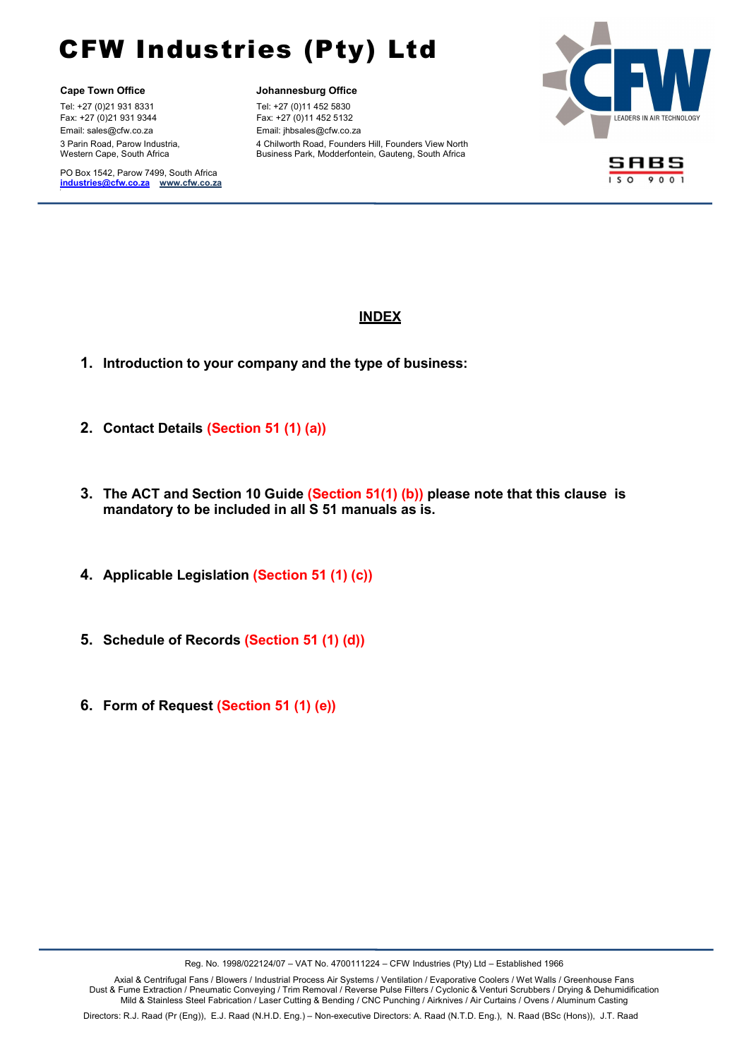# CFW Industries (Pty) Ltd

**Cape Town Office**
Tel: +27 (0)21 931 8331
Fax: +27 (0)21 931 9344
Email: sales@cfw.co.za
3 Parin Road, Parow Industria,
Western Cape, South Africa

PO Box 1542, Parow 7499, South Africa
industries@cfw.co.za www.cfw.co.za

**Johannesburg Office**
Tel: +27 (0)11 452 5830
Fax: +27 (0)11 452 5132
Email: jhbsales@cfw.co.za
4 Chilworth Road, Founders Hill, Founders View North
Business Park, Modderfontein, Gauteng, South Africa

## INDEX

1. **Introduction to your company and the type of business:**

2. **Contact Details (Section 51 (1) (a))**

3. **The ACT and Section 10 Guide (Section 51(1) (b)) please note that this clause is mandatory to be included in all S 51 manuals as is.**

4. **Applicable Legislation (Section 51 (1) (c))**

5. **Schedule of Records (Section 51 (1) (d))**

6. **Form of Request (Section 51 (1) (e))**

Reg. No. 1998/022124/07 – VAT No. 4700111224 – CFW Industries (Pty) Ltd – Established 1966

Axial & Centrifugal Fans / Blowers / Industrial Process Air Systems / Ventilation / Evaporative Coolers / Wet Walls / Greenhouse Fans
Dust & Fume Extraction / Pneumatic Conveying / Trim Removal / Reverse Pulse Filters / Cyclonic & Venturi Scrubbers / Drying & Dehumidification
Mild & Stainless Steel Fabrication / Laser Cutting & Bending / CNC Punching / Airknives / Air Curtains / Ovens / Aluminum Casting

Directors: R.J. Raad (Pr (Eng)), E.J. Raad (N.H.D. Eng.) – Non-executive Directors: A. Raad (N.T.D. Eng.), N. Raad (BSc (Hons)), J.T. Raad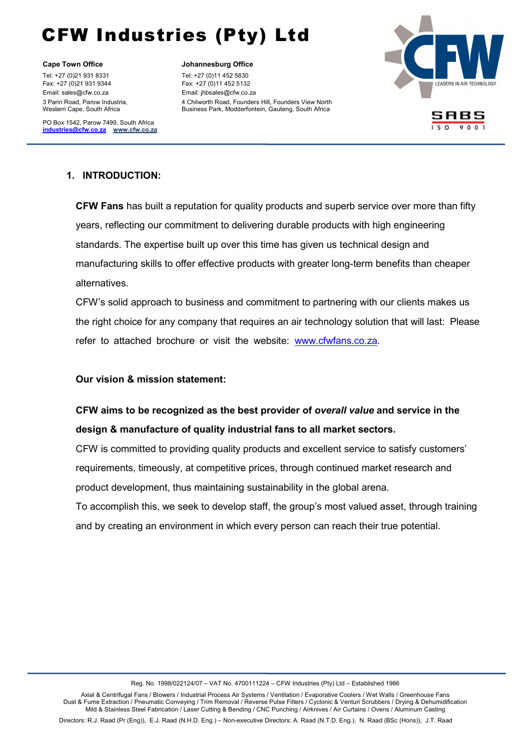## 1. INTRODUCTION:

**CFW Fans** has built a reputation for quality products and superb service over more than fifty years, reflecting our commitment to delivering durable products with high engineering standards. The expertise built up over this time has given us technical design and manufacturing skills to offer effective products with greater long-term benefits than cheaper alternatives.

CFW's solid approach to business and commitment to partnering with our clients makes us the right choice for any company that requires an air technology solution that will last: Please refer to attached brochure or visit the website: [www.cfwfans.co.za](http://www.cfwfans.co.za).

**Our vision & mission statement:**

**CFW aims to be recognized as the best provider of *overall value* and service in the design & manufacture of quality industrial fans to all market sectors.**

CFW is committed to providing quality products and excellent service to satisfy customers' requirements, timeously, at competitive prices, through continued market research and product development, thus maintaining sustainability in the global arena.

To accomplish this, we seek to develop staff, the group's most valued asset, through training and by creating an environment in which every person can reach their true potential.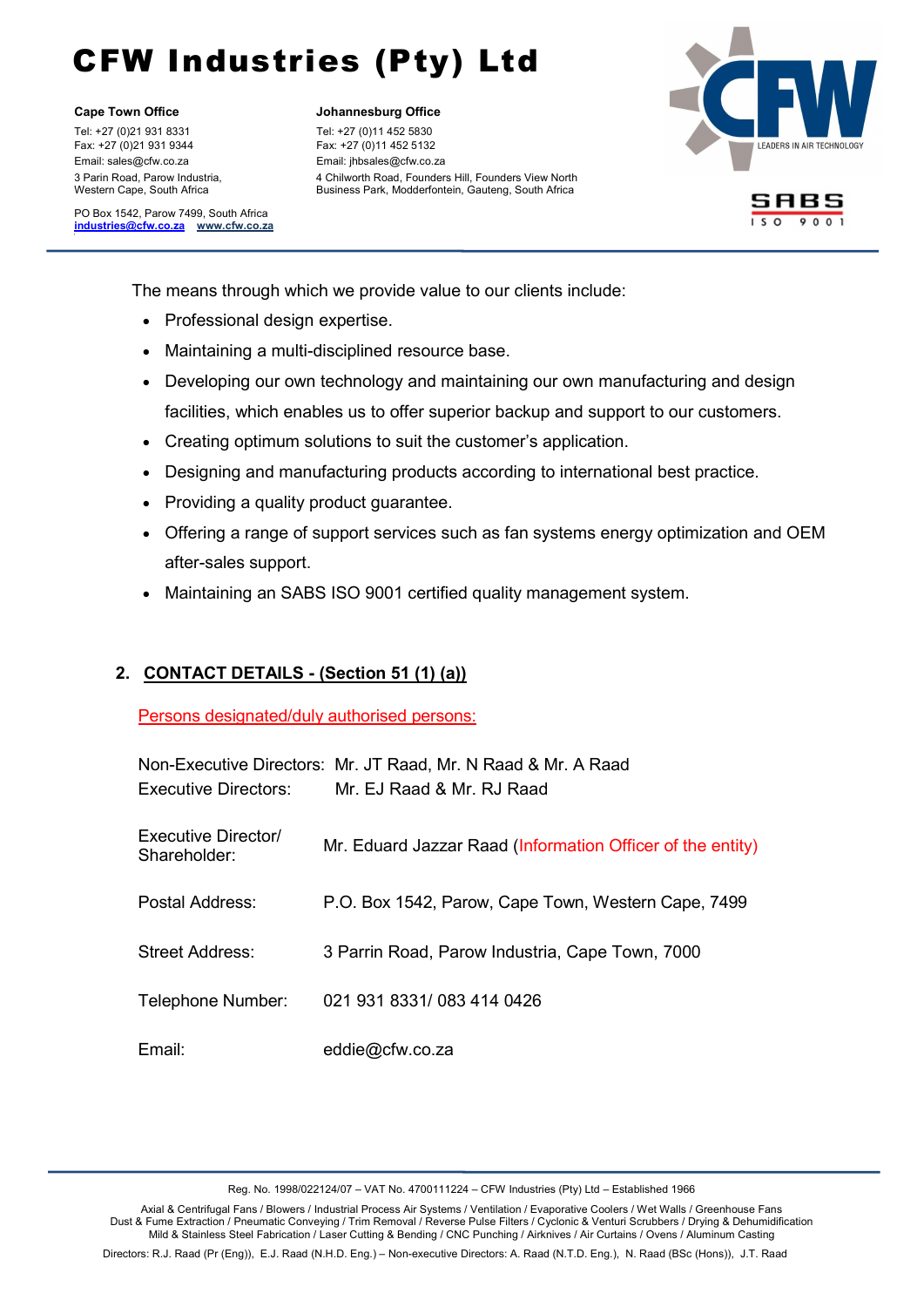The means through which we provide value to our clients include:

- Professional design expertise.
- Maintaining a multi-disciplined resource base.
- Developing our own technology and maintaining our own manufacturing and design facilities, which enables us to offer superior backup and support to our customers.
- Creating optimum solutions to suit the customer's application.
- Designing and manufacturing products according to international best practice.
- Providing a quality product guarantee.
- Offering a range of support services such as fan systems energy optimization and OEM after-sales support.
- Maintaining an SABS ISO 9001 certified quality management system.

## 2. CONTACT DETAILS - (Section 51 (1) (a))

Persons designated/duly authorised persons:

Non-Executive Directors: Mr. JT Raad, Mr. N Raad & Mr. A Raad
Executive Directors: Mr. EJ Raad & Mr. RJ Raad

| | |
|---|---|
| Executive Director/ Shareholder: | Mr. Eduard Jazzar Raad (Information Officer of the entity) |
| Postal Address: | P.O. Box 1542, Parow, Cape Town, Western Cape, 7499 |
| Street Address: | 3 Parrin Road, Parow Industria, Cape Town, 7000 |
| Telephone Number: | 021 931 8331/ 083 414 0426 |
| Email: | eddie@cfw.co.za |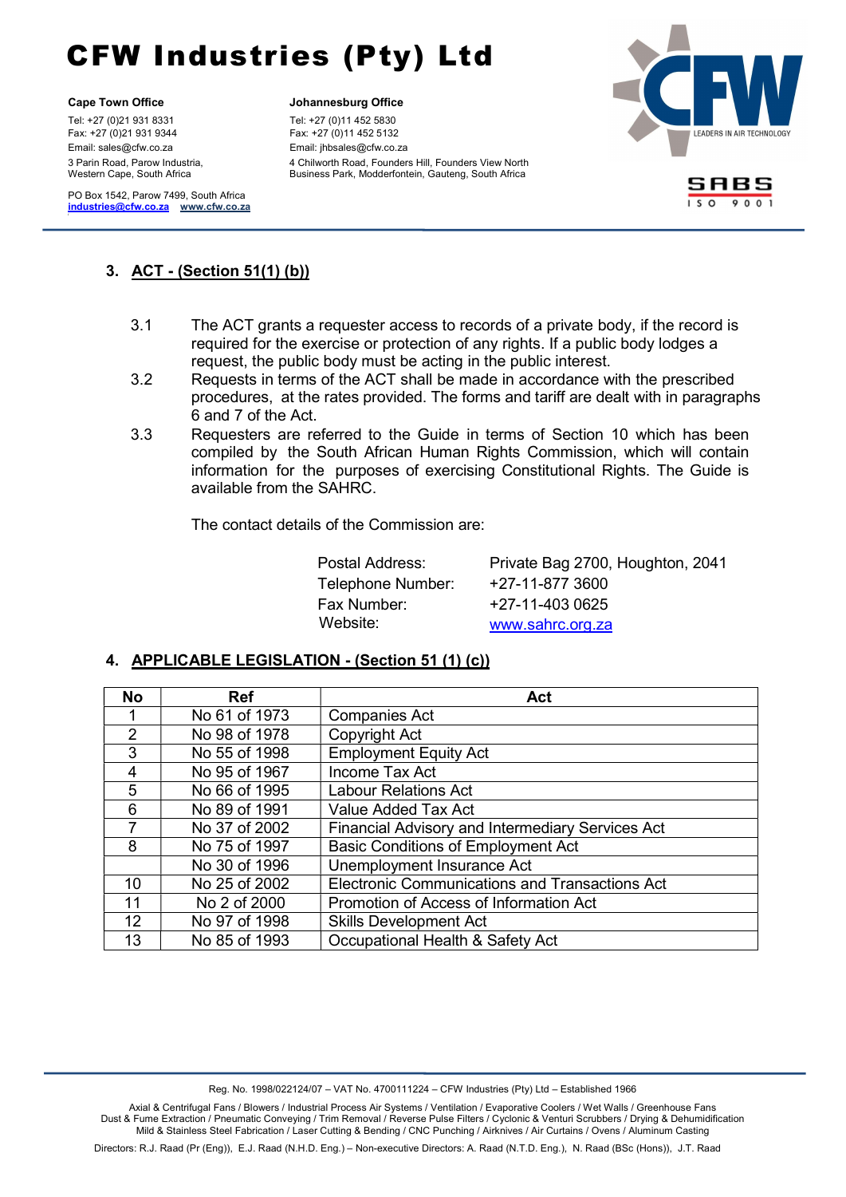## 3. ACT - (Section 51(1) (b))

3.1 The ACT grants a requester access to records of a private body, if the record is required for the exercise or protection of any rights. If a public body lodges a request, the public body must be acting in the public interest.

3.2 Requests in terms of the ACT shall be made in accordance with the prescribed procedures, at the rates provided. The forms and tariff are dealt with in paragraphs 6 and 7 of the Act.

3.3 Requesters are referred to the Guide in terms of Section 10 which has been compiled by the South African Human Rights Commission, which will contain information for the purposes of exercising Constitutional Rights. The Guide is available from the SAHRC.

The contact details of the Commission are:

| | |
|---|---|
| Postal Address: | Private Bag 2700, Houghton, 2041 |
| Telephone Number: | +27-11-877 3600 |
| Fax Number: | +27-11-403 0625 |
| Website: | www.sahrc.org.za |

## 4. APPLICABLE LEGISLATION - (Section 51 (1) (c))

| No | Ref | Act |
|---|---|---|
| 1 | No 61 of 1973 | Companies Act |
| 2 | No 98 of 1978 | Copyright Act |
| 3 | No 55 of 1998 | Employment Equity Act |
| 4 | No 95 of 1967 | Income Tax Act |
| 5 | No 66 of 1995 | Labour Relations Act |
| 6 | No 89 of 1991 | Value Added Tax Act |
| 7 | No 37 of 2002 | Financial Advisory and Intermediary Services Act |
| 8 | No 75 of 1997 | Basic Conditions of Employment Act |
| | No 30 of 1996 | Unemployment Insurance Act |
| 10 | No 25 of 2002 | Electronic Communications and Transactions Act |
| 11 | No 2 of 2000 | Promotion of Access of Information Act |
| 12 | No 97 of 1998 | Skills Development Act |
| 13 | No 85 of 1993 | Occupational Health & Safety Act |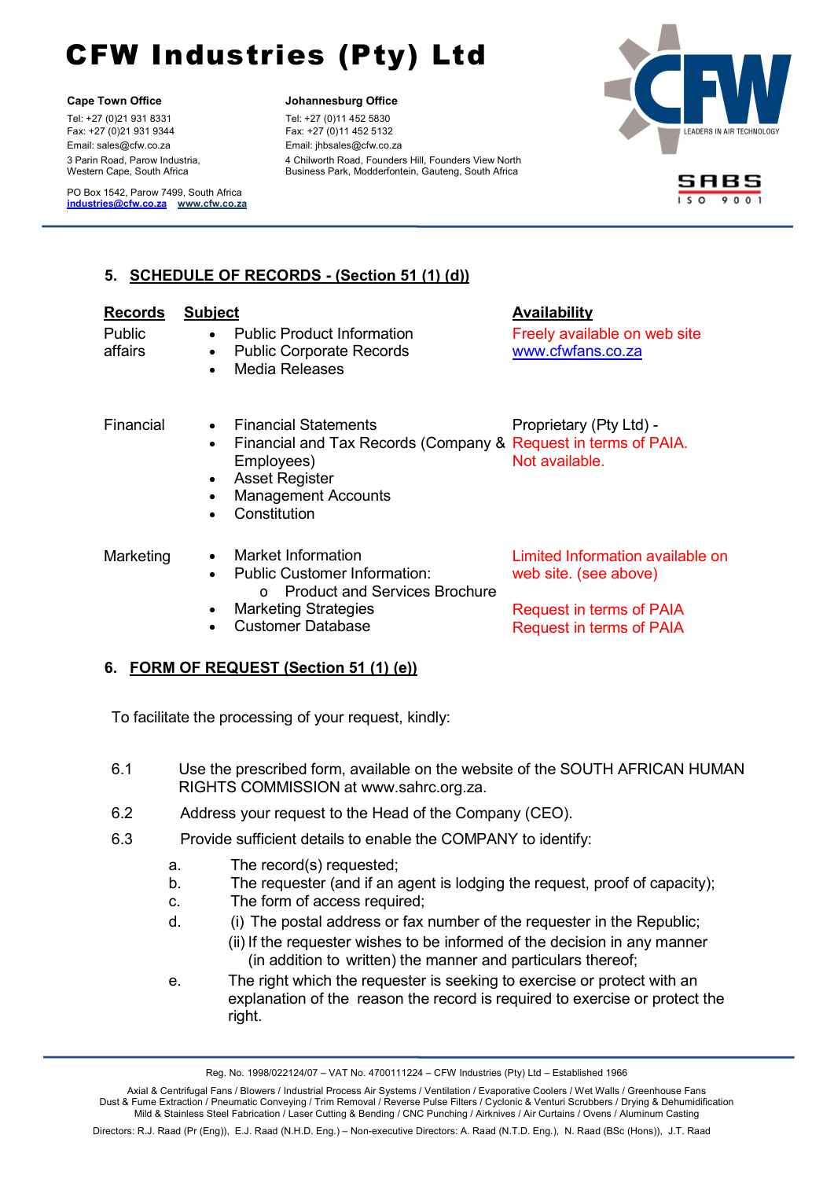## 5. SCHEDULE OF RECORDS - (Section 51 (1) (d))

| Records | Subject | Availability |
|---|---|---|
| Public affairs | • Public Product Information<br>• Public Corporate Records<br>• Media Releases | Freely available on web site www.cfwfans.co.za |
| Financial | • Financial Statements<br>• Financial and Tax Records (Company & Employees)<br>• Asset Register<br>• Management Accounts<br>• Constitution | Proprietary (Pty Ltd) - Request in terms of PAIA. Not available. |
| Marketing | • Market Information<br>• Public Customer Information:<br>  o Product and Services Brochure | Limited Information available on web site. (see above) |
| | • Marketing Strategies | Request in terms of PAIA |
| | • Customer Database | Request in terms of PAIA |

## 6. FORM OF REQUEST (Section 51 (1) (e))

To facilitate the processing of your request, kindly:

6.1 Use the prescribed form, available on the website of the SOUTH AFRICAN HUMAN RIGHTS COMMISSION at www.sahrc.org.za.

6.2 Address your request to the Head of the Company (CEO).

6.3 Provide sufficient details to enable the COMPANY to identify:

a. The record(s) requested;

b. The requester (and if an agent is lodging the request, proof of capacity);

c. The form of access required;

d. (i) The postal address or fax number of the requester in the Republic;
(ii) If the requester wishes to be informed of the decision in any manner (in addition to written) the manner and particulars thereof;

e. The right which the requester is seeking to exercise or protect with an explanation of the reason the record is required to exercise or protect the right.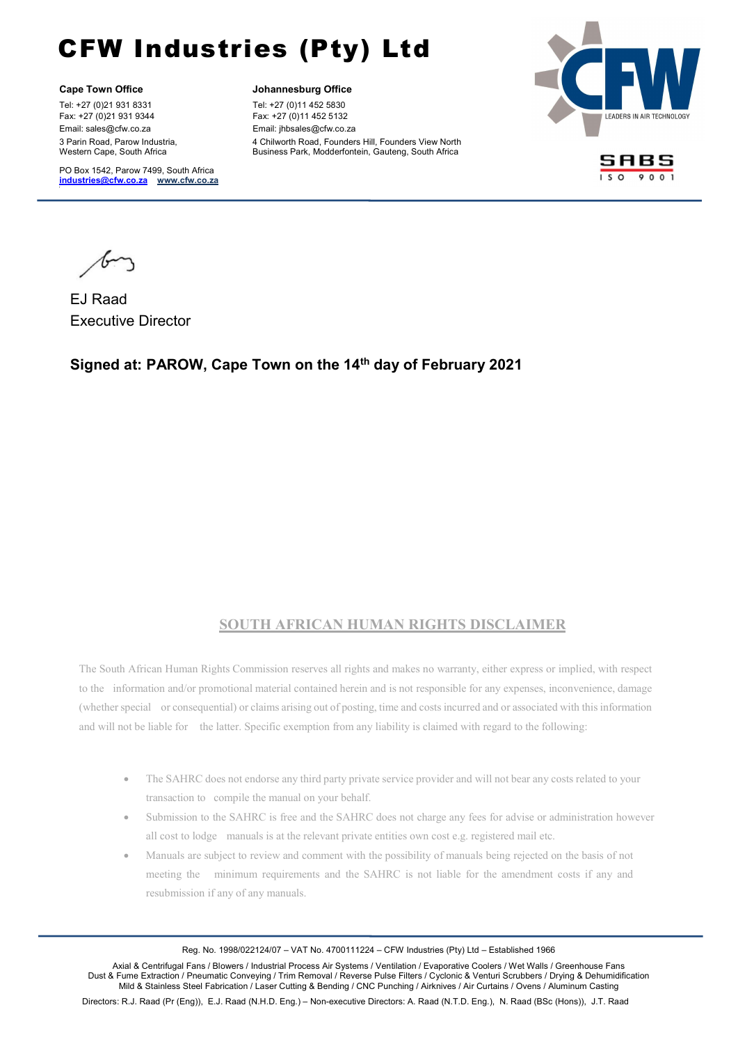# CFW Industries (Pty) Ltd

**Cape Town Office**
Tel: +27 (0)21 931 8331
Fax: +27 (0)21 931 9344
Email: sales@cfw.co.za
3 Parin Road, Parow Industria, Western Cape, South Africa

PO Box 1542, Parow 7499, South Africa
**industries@cfw.co.za** **www.cfw.co.za**

**Johannesburg Office**
Tel: +27 (0)11 452 5830
Fax: +27 (0)11 452 5132
Email: jhbsales@cfw.co.za
4 Chilworth Road, Founders Hill, Founders View North Business Park, Modderfontein, Gauteng, South Africa

EJ Raad
Executive Director

**Signed at: PAROW, Cape Town on the 14th day of February 2021**

## SOUTH AFRICAN HUMAN RIGHTS DISCLAIMER

The South African Human Rights Commission reserves all rights and makes no warranty, either express or implied, with respect to the information and/or promotional material contained herein and is not responsible for any expenses, inconvenience, damage (whether special or consequential) or claims arising out of posting, time and costs incurred and or associated with this information and will not be liable for the latter. Specific exemption from any liability is claimed with regard to the following:

- The SAHRC does not endorse any third party private service provider and will not bear any costs related to your transaction to compile the manual on your behalf.
- Submission to the SAHRC is free and the SAHRC does not charge any fees for advise or administration however all cost to lodge manuals is at the relevant private entities own cost e.g. registered mail etc.
- Manuals are subject to review and comment with the possibility of manuals being rejected on the basis of not meeting the minimum requirements and the SAHRC is not liable for the amendment costs if any and resubmission if any of any manuals.

Reg. No. 1998/022124/07 – VAT No. 4700111224 – CFW Industries (Pty) Ltd – Established 1966

Axial & Centrifugal Fans / Blowers / Industrial Process Air Systems / Ventilation / Evaporative Coolers / Wet Walls / Greenhouse Fans
Dust & Fume Extraction / Pneumatic Conveying / Trim Removal / Reverse Pulse Filters / Cyclonic & Venturi Scrubbers / Drying & Dehumidification
Mild & Stainless Steel Fabrication / Laser Cutting & Bending / CNC Punching / Airknives / Air Curtains / Ovens / Aluminum Casting

Directors: R.J. Raad (Pr (Eng)), E.J. Raad (N.H.D. Eng.) – Non-executive Directors: A. Raad (N.T.D. Eng.), N. Raad (BSc (Hons)), J.T. Raad